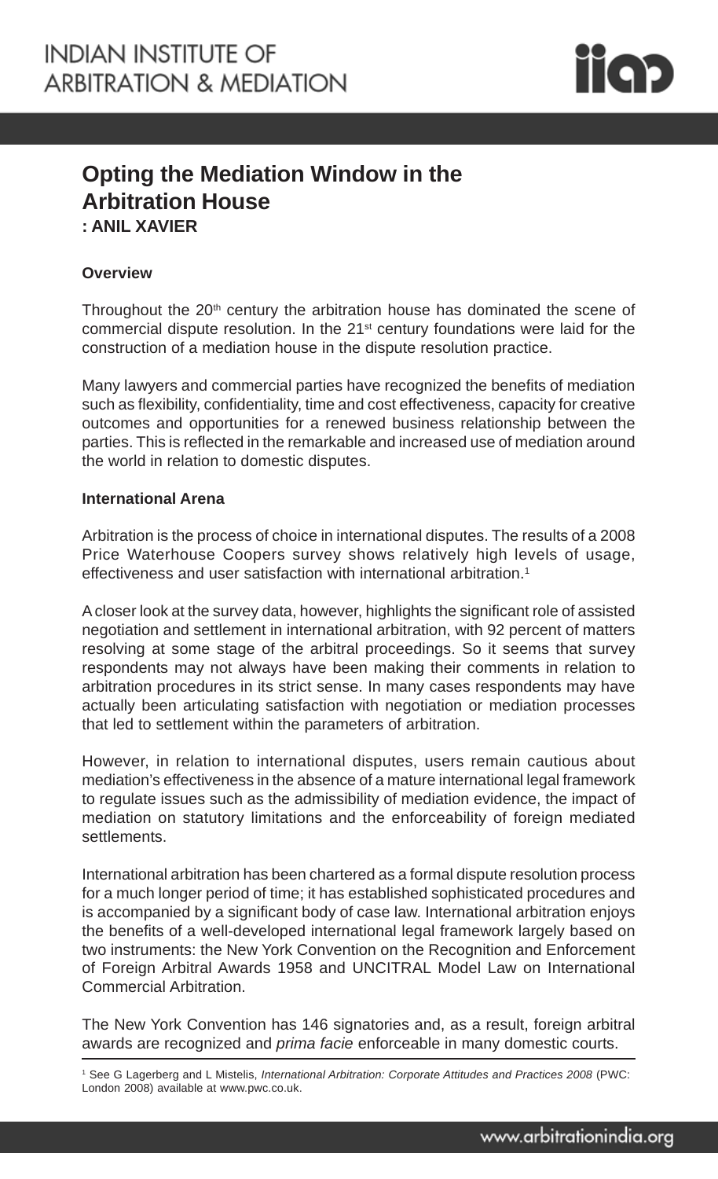# Opting the Mediation Window in the Arbitration House

**: ANIL XAVIER**

### Overview

Throughout the 20th century the arbitration house has dominated the scene of commercial dispute resolution. In the 21st century foundations were laid for the construction of a mediation house in the dispute resolution practice.

Many lawyers and commercial parties have recognized the benefits of mediation such as flexibility, confidentiality, time and cost effectiveness, capacity for creative outcomes and opportunities for a renewed business relationship between the parties. This is reflected in the remarkable and increased use of mediation around the world in relation to domestic disputes.

### International Arena

Arbitration is the process of choice in international disputes. The results of a 2008 Price Waterhouse Coopers survey shows relatively high levels of usage, effectiveness and user satisfaction with international arbitration.[1]

A closer look at the survey data, however, highlights the significant role of assisted negotiation and settlement in international arbitration, with 92 percent of matters resolving at some stage of the arbitral proceedings. So it seems that survey respondents may not always have been making their comments in relation to arbitration procedures in its strict sense. In many cases respondents may have actually been articulating satisfaction with negotiation or mediation processes that led to settlement within the parameters of arbitration.

However, in relation to international disputes, users remain cautious about mediation's effectiveness in the absence of a mature international legal framework to regulate issues such as the admissibility of mediation evidence, the impact of mediation on statutory limitations and the enforceability of foreign mediated settlements.

International arbitration has been chartered as a formal dispute resolution process for a much longer period of time; it has established sophisticated procedures and is accompanied by a significant body of case law. International arbitration enjoys the benefits of a well-developed international legal framework largely based on two instruments: the New York Convention on the Recognition and Enforcement of Foreign Arbitral Awards 1958 and UNCITRAL Model Law on International Commercial Arbitration.

The New York Convention has 146 signatories and, as a result, foreign arbitral awards are recognized and *prima facie* enforceable in many domestic courts.

---

[1] See G Lagerberg and L Mistelis, *International Arbitration: Corporate Attitudes and Practices 2008* (PWC: London 2008) available at www.pwc.co.uk.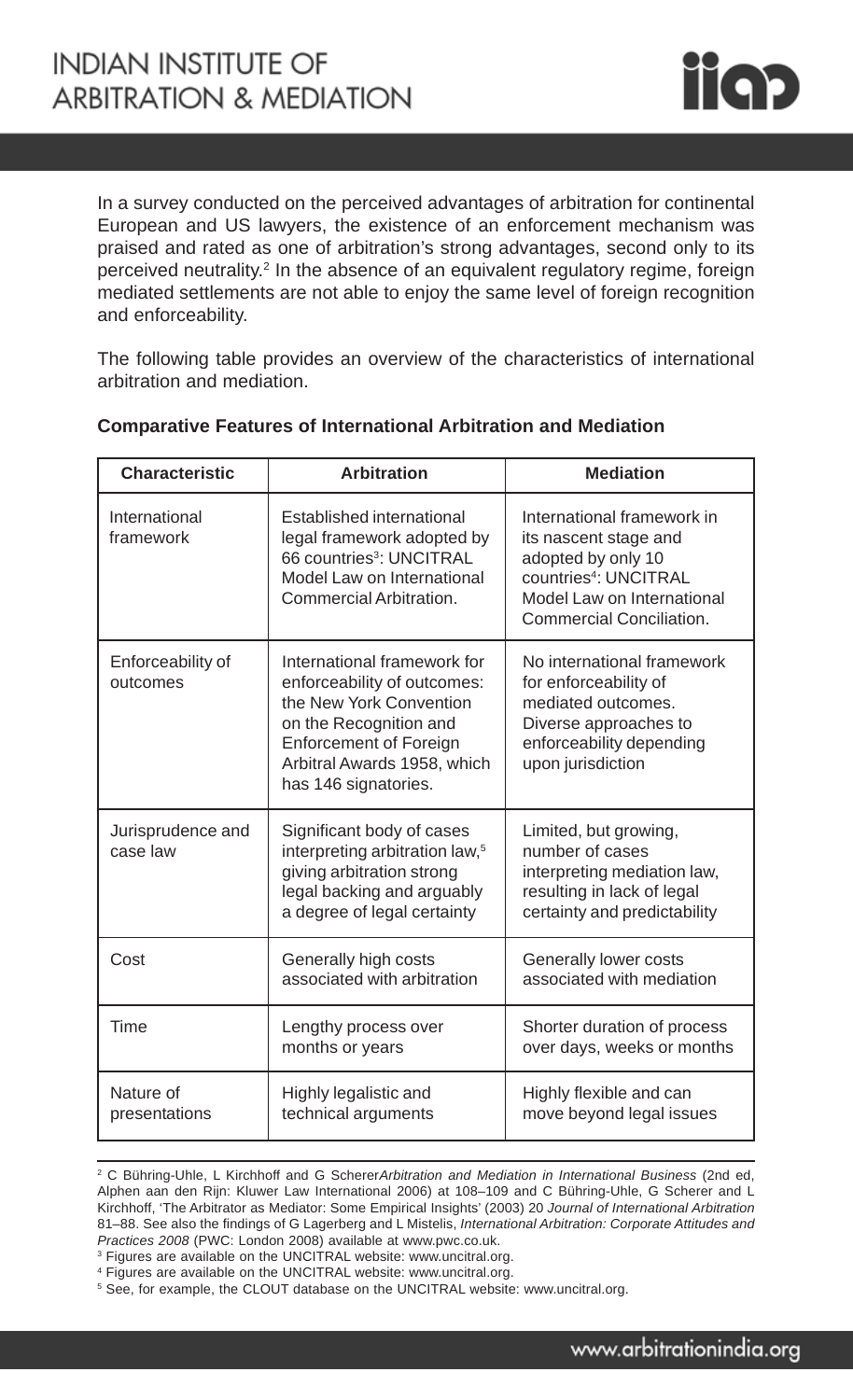In a survey conducted on the perceived advantages of arbitration for continental European and US lawyers, the existence of an enforcement mechanism was praised and rated as one of arbitration's strong advantages, second only to its perceived neutrality.[2] In the absence of an equivalent regulatory regime, foreign mediated settlements are not able to enjoy the same level of foreign recognition and enforceability.

The following table provides an overview of the characteristics of international arbitration and mediation.

**Comparative Features of International Arbitration and Mediation**

| Characteristic | Arbitration | Mediation |
| --- | --- | --- |
| International framework | Established international legal framework adopted by 66 countries[3]: UNCITRAL Model Law on International Commercial Arbitration. | International framework in its nascent stage and adopted by only 10 countries[4]: UNCITRAL Model Law on International Commercial Conciliation. |
| Enforceability of outcomes | International framework for enforceability of outcomes: the New York Convention on the Recognition and Enforcement of Foreign Arbitral Awards 1958, which has 146 signatories. | No international framework for enforceability of mediated outcomes. Diverse approaches to enforceability depending upon jurisdiction |
| Jurisprudence and case law | Significant body of cases interpreting arbitration law,[5] giving arbitration strong legal backing and arguably a degree of legal certainty | Limited, but growing, number of cases interpreting mediation law, resulting in lack of legal certainty and predictability |
| Cost | Generally high costs associated with arbitration | Generally lower costs associated with mediation |
| Time | Lengthy process over months or years | Shorter duration of process over days, weeks or months |
| Nature of presentations | Highly legalistic and technical arguments | Highly flexible and can move beyond legal issues |

[2] C Bühring-Uhle, L Kirchhoff and G Scherer*Arbitration and Mediation in International Business* (2nd ed, Alphen aan den Rijn: Kluwer Law International 2006) at 108–109 and C Bühring-Uhle, G Scherer and L Kirchhoff, 'The Arbitrator as Mediator: Some Empirical Insights' (2003) 20 *Journal of International Arbitration* 81–88. See also the findings of G Lagerberg and L Mistelis, *International Arbitration: Corporate Attitudes and Practices 2008* (PWC: London 2008) available at www.pwc.co.uk.

[3] Figures are available on the UNCITRAL website: www.uncitral.org.

[4] Figures are available on the UNCITRAL website: www.uncitral.org.

[5] See, for example, the CLOUT database on the UNCITRAL website: www.uncitral.org.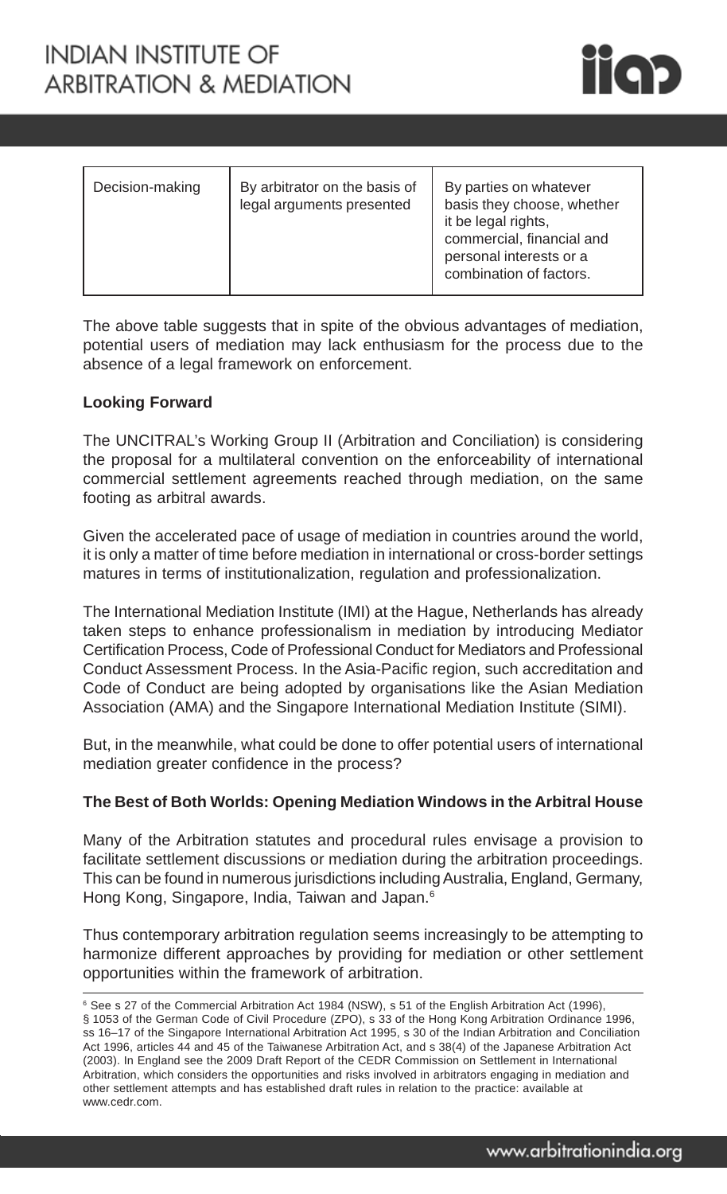| Decision-making | By arbitrator on the basis of legal arguments presented | By parties on whatever basis they choose, whether it be legal rights, commercial, financial and personal interests or a combination of factors. |
|---|---|---|

The above table suggests that in spite of the obvious advantages of mediation, potential users of mediation may lack enthusiasm for the process due to the absence of a legal framework on enforcement.

**Looking Forward**

The UNCITRAL's Working Group II (Arbitration and Conciliation) is considering the proposal for a multilateral convention on the enforceability of international commercial settlement agreements reached through mediation, on the same footing as arbitral awards.

Given the accelerated pace of usage of mediation in countries around the world, it is only a matter of time before mediation in international or cross-border settings matures in terms of institutionalization, regulation and professionalization.

The International Mediation Institute (IMI) at the Hague, Netherlands has already taken steps to enhance professionalism in mediation by introducing Mediator Certification Process, Code of Professional Conduct for Mediators and Professional Conduct Assessment Process. In the Asia-Pacific region, such accreditation and Code of Conduct are being adopted by organisations like the Asian Mediation Association (AMA) and the Singapore International Mediation Institute (SIMI).

But, in the meanwhile, what could be done to offer potential users of international mediation greater confidence in the process?

**The Best of Both Worlds: Opening Mediation Windows in the Arbitral House**

Many of the Arbitration statutes and procedural rules envisage a provision to facilitate settlement discussions or mediation during the arbitration proceedings. This can be found in numerous jurisdictions including Australia, England, Germany, Hong Kong, Singapore, India, Taiwan and Japan.[6]

Thus contemporary arbitration regulation seems increasingly to be attempting to harmonize different approaches by providing for mediation or other settlement opportunities within the framework of arbitration.

[6] See s 27 of the Commercial Arbitration Act 1984 (NSW), s 51 of the English Arbitration Act (1996), § 1053 of the German Code of Civil Procedure (ZPO), s 33 of the Hong Kong Arbitration Ordinance 1996, ss 16–17 of the Singapore International Arbitration Act 1995, s 30 of the Indian Arbitration and Conciliation Act 1996, articles 44 and 45 of the Taiwanese Arbitration Act, and s 38(4) of the Japanese Arbitration Act (2003). In England see the 2009 Draft Report of the CEDR Commission on Settlement in International Arbitration, which considers the opportunities and risks involved in arbitrators engaging in mediation and other settlement attempts and has established draft rules in relation to the practice: available at www.cedr.com.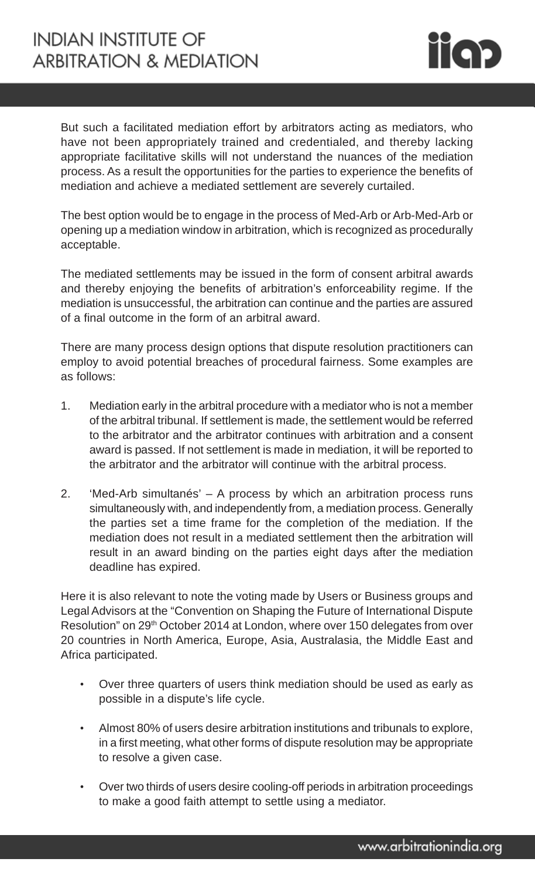But such a facilitated mediation effort by arbitrators acting as mediators, who have not been appropriately trained and credentialed, and thereby lacking appropriate facilitative skills will not understand the nuances of the mediation process. As a result the opportunities for the parties to experience the benefits of mediation and achieve a mediated settlement are severely curtailed.

The best option would be to engage in the process of Med-Arb or Arb-Med-Arb or opening up a mediation window in arbitration, which is recognized as procedurally acceptable.

The mediated settlements may be issued in the form of consent arbitral awards and thereby enjoying the benefits of arbitration's enforceability regime. If the mediation is unsuccessful, the arbitration can continue and the parties are assured of a final outcome in the form of an arbitral award.

There are many process design options that dispute resolution practitioners can employ to avoid potential breaches of procedural fairness. Some examples are as follows:

1. Mediation early in the arbitral procedure with a mediator who is not a member of the arbitral tribunal. If settlement is made, the settlement would be referred to the arbitrator and the arbitrator continues with arbitration and a consent award is passed. If not settlement is made in mediation, it will be reported to the arbitrator and the arbitrator will continue with the arbitral process.

2. 'Med-Arb simultanés' – A process by which an arbitration process runs simultaneously with, and independently from, a mediation process. Generally the parties set a time frame for the completion of the mediation. If the mediation does not result in a mediated settlement then the arbitration will result in an award binding on the parties eight days after the mediation deadline has expired.

Here it is also relevant to note the voting made by Users or Business groups and Legal Advisors at the "Convention on Shaping the Future of International Dispute Resolution" on 29th October 2014 at London, where over 150 delegates from over 20 countries in North America, Europe, Asia, Australasia, the Middle East and Africa participated.

- Over three quarters of users think mediation should be used as early as possible in a dispute's life cycle.
- Almost 80% of users desire arbitration institutions and tribunals to explore, in a first meeting, what other forms of dispute resolution may be appropriate to resolve a given case.
- Over two thirds of users desire cooling-off periods in arbitration proceedings to make a good faith attempt to settle using a mediator.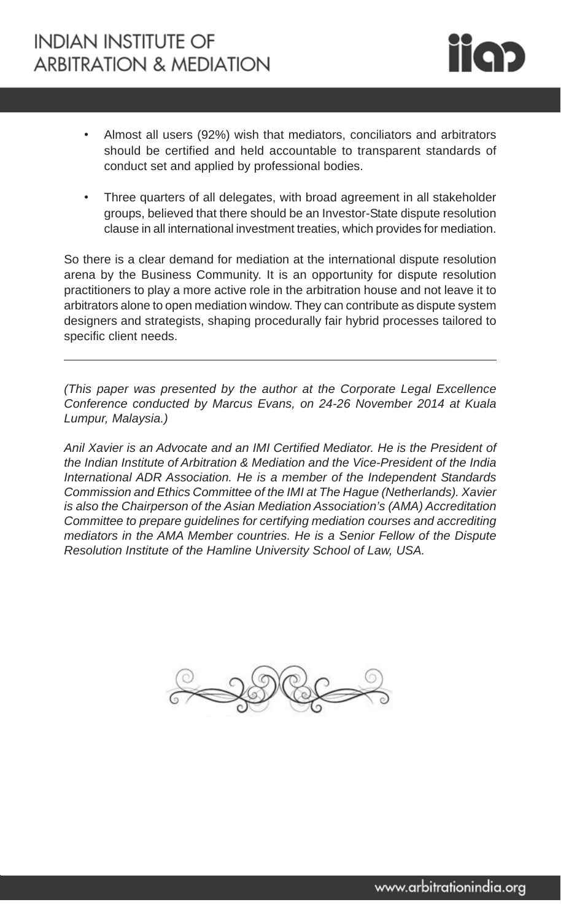- Almost all users (92%) wish that mediators, conciliators and arbitrators should be certified and held accountable to transparent standards of conduct set and applied by professional bodies.

- Three quarters of all delegates, with broad agreement in all stakeholder groups, believed that there should be an Investor-State dispute resolution clause in all international investment treaties, which provides for mediation.

So there is a clear demand for mediation at the international dispute resolution arena by the Business Community. It is an opportunity for dispute resolution practitioners to play a more active role in the arbitration house and not leave it to arbitrators alone to open mediation window. They can contribute as dispute system designers and strategists, shaping procedurally fair hybrid processes tailored to specific client needs.

---

*(This paper was presented by the author at the Corporate Legal Excellence Conference conducted by Marcus Evans, on 24-26 November 2014 at Kuala Lumpur, Malaysia.)*

*Anil Xavier is an Advocate and an IMI Certified Mediator. He is the President of the Indian Institute of Arbitration & Mediation and the Vice-President of the India International ADR Association. He is a member of the Independent Standards Commission and Ethics Committee of the IMI at The Hague (Netherlands). Xavier is also the Chairperson of the Asian Mediation Association's (AMA) Accreditation Committee to prepare guidelines for certifying mediation courses and accrediting mediators in the AMA Member countries. He is a Senior Fellow of the Dispute Resolution Institute of the Hamline University School of Law, USA.*